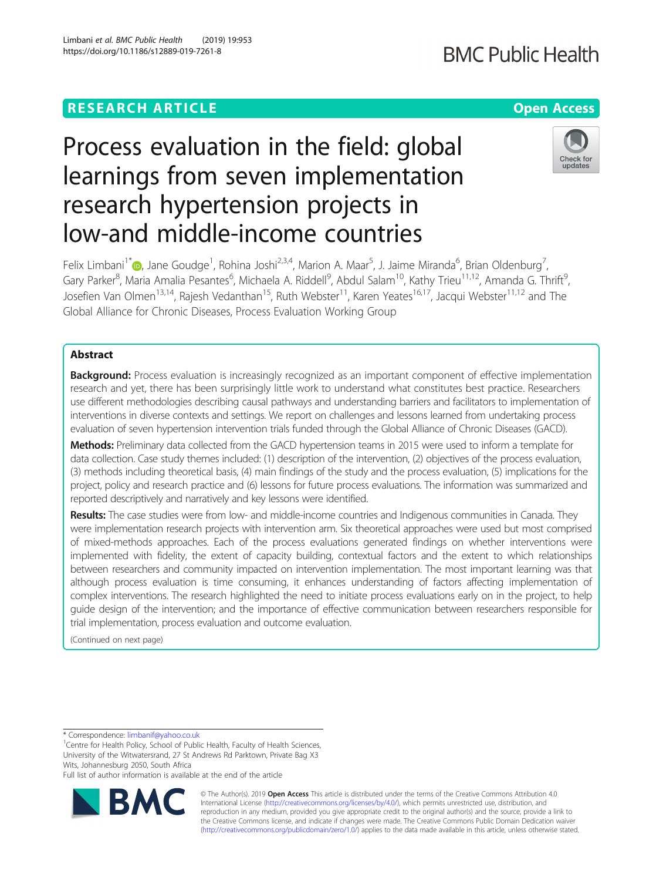RESEARCH ARTICLE

Open Access

# Process evaluation in the field: global learnings from seven implementation research hypertension projects in low-and middle-income countries

Felix Limbani[1*], Jane Goudge[1], Rohina Joshi[2,3,4], Marion A. Maar[5], J. Jaime Miranda[6], Brian Oldenburg[7], Gary Parker[8], Maria Amalia Pesantes[6], Michaela A. Riddell[9], Abdul Salam[10], Kathy Trieu[11,12], Amanda G. Thrift[9], Josefien Van Olmen[13,14], Rajesh Vedanthan[15], Ruth Webster[11], Karen Yeates[16,17], Jacqui Webster[11,12] and The Global Alliance for Chronic Diseases, Process Evaluation Working Group

## Abstract

**Background:** Process evaluation is increasingly recognized as an important component of effective implementation research and yet, there has been surprisingly little work to understand what constitutes best practice. Researchers use different methodologies describing causal pathways and understanding barriers and facilitators to implementation of interventions in diverse contexts and settings. We report on challenges and lessons learned from undertaking process evaluation of seven hypertension intervention trials funded through the Global Alliance of Chronic Diseases (GACD).

**Methods:** Preliminary data collected from the GACD hypertension teams in 2015 were used to inform a template for data collection. Case study themes included: (1) description of the intervention, (2) objectives of the process evaluation, (3) methods including theoretical basis, (4) main findings of the study and the process evaluation, (5) implications for the project, policy and research practice and (6) lessons for future process evaluations. The information was summarized and reported descriptively and narratively and key lessons were identified.

**Results:** The case studies were from low- and middle-income countries and Indigenous communities in Canada. They were implementation research projects with intervention arm. Six theoretical approaches were used but most comprised of mixed-methods approaches. Each of the process evaluations generated findings on whether interventions were implemented with fidelity, the extent of capacity building, contextual factors and the extent to which relationships between researchers and community impacted on intervention implementation. The most important learning was that although process evaluation is time consuming, it enhances understanding of factors affecting implementation of complex interventions. The research highlighted the need to initiate process evaluations early on in the project, to help guide design of the intervention; and the importance of effective communication between researchers responsible for trial implementation, process evaluation and outcome evaluation.

(Continued on next page)

* Correspondence: limbanif@yahoo.co.uk
[1]Centre for Health Policy, School of Public Health, Faculty of Health Sciences, University of the Witwatersrand, 27 St Andrews Rd Parktown, Private Bag X3 Wits, Johannesburg 2050, South Africa
Full list of author information is available at the end of the article

© The Author(s). 2019 **Open Access** This article is distributed under the terms of the Creative Commons Attribution 4.0 International License (http://creativecommons.org/licenses/by/4.0/), which permits unrestricted use, distribution, and reproduction in any medium, provided you give appropriate credit to the original author(s) and the source, provide a link to the Creative Commons license, and indicate if changes were made. The Creative Commons Public Domain Dedication waiver (http://creativecommons.org/publicdomain/zero/1.0/) applies to the data made available in this article, unless otherwise stated.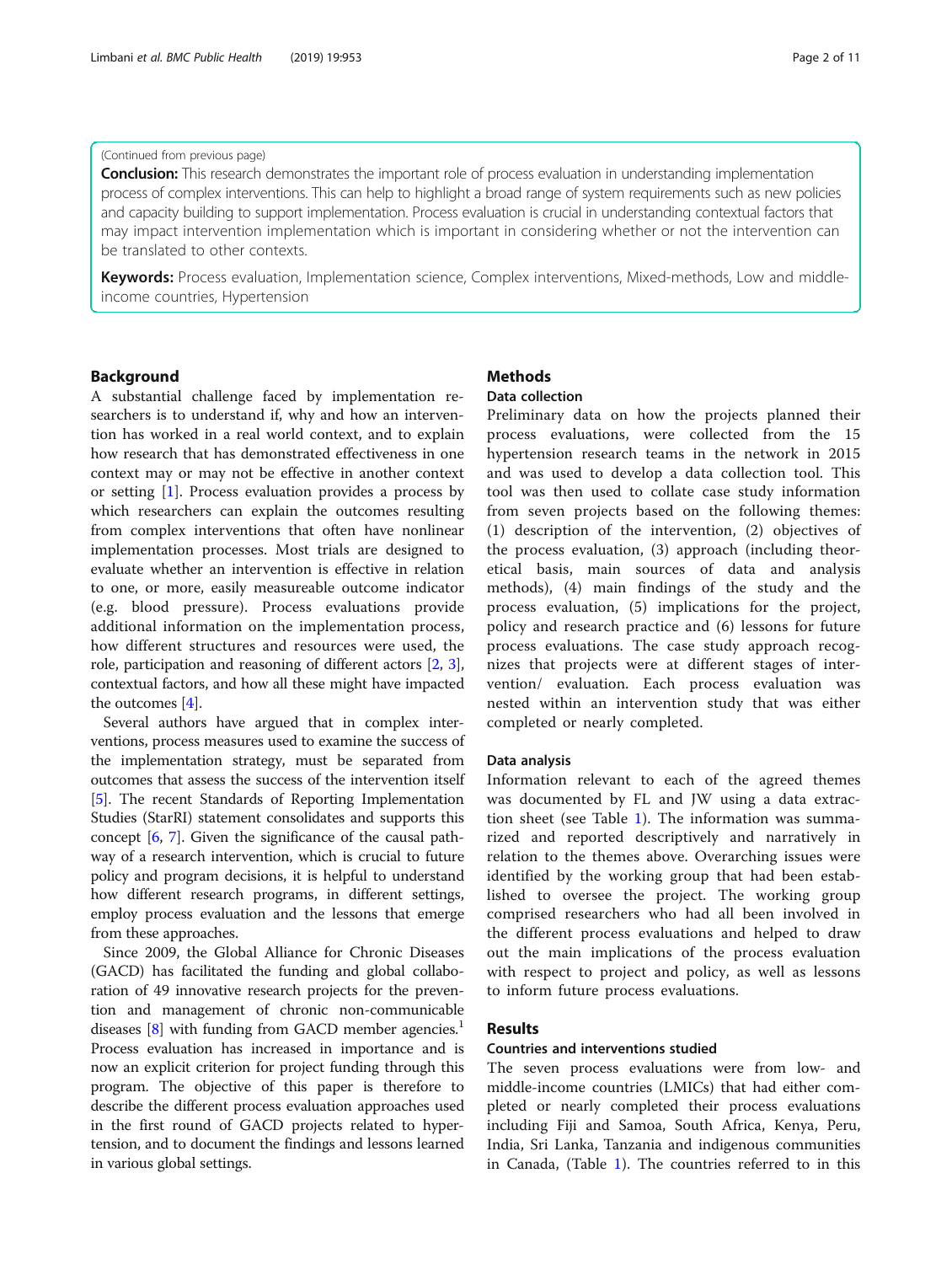(Continued from previous page)

**Conclusion:** This research demonstrates the important role of process evaluation in understanding implementation process of complex interventions. This can help to highlight a broad range of system requirements such as new policies and capacity building to support implementation. Process evaluation is crucial in understanding contextual factors that may impact intervention implementation which is important in considering whether or not the intervention can be translated to other contexts.

**Keywords:** Process evaluation, Implementation science, Complex interventions, Mixed-methods, Low and middle-income countries, Hypertension

## Background

A substantial challenge faced by implementation researchers is to understand if, why and how an intervention has worked in a real world context, and to explain how research that has demonstrated effectiveness in one context may or may not be effective in another context or setting [1]. Process evaluation provides a process by which researchers can explain the outcomes resulting from complex interventions that often have nonlinear implementation processes. Most trials are designed to evaluate whether an intervention is effective in relation to one, or more, easily measureable outcome indicator (e.g. blood pressure). Process evaluations provide additional information on the implementation process, how different structures and resources were used, the role, participation and reasoning of different actors [2, 3], contextual factors, and how all these might have impacted the outcomes [4].

Several authors have argued that in complex interventions, process measures used to examine the success of the implementation strategy, must be separated from outcomes that assess the success of the intervention itself [5]. The recent Standards of Reporting Implementation Studies (StarRI) statement consolidates and supports this concept [6, 7]. Given the significance of the causal pathway of a research intervention, which is crucial to future policy and program decisions, it is helpful to understand how different research programs, in different settings, employ process evaluation and the lessons that emerge from these approaches.

Since 2009, the Global Alliance for Chronic Diseases (GACD) has facilitated the funding and global collaboration of 49 innovative research projects for the prevention and management of chronic non-communicable diseases [8] with funding from GACD member agencies.[1] Process evaluation has increased in importance and is now an explicit criterion for project funding through this program. The objective of this paper is therefore to describe the different process evaluation approaches used in the first round of GACD projects related to hypertension, and to document the findings and lessons learned in various global settings.

## Methods

### Data collection

Preliminary data on how the projects planned their process evaluations, were collected from the 15 hypertension research teams in the network in 2015 and was used to develop a data collection tool. This tool was then used to collate case study information from seven projects based on the following themes: (1) description of the intervention, (2) objectives of the process evaluation, (3) approach (including theoretical basis, main sources of data and analysis methods), (4) main findings of the study and the process evaluation, (5) implications for the project, policy and research practice and (6) lessons for future process evaluations. The case study approach recognizes that projects were at different stages of intervention/ evaluation. Each process evaluation was nested within an intervention study that was either completed or nearly completed.

### Data analysis

Information relevant to each of the agreed themes was documented by FL and JW using a data extraction sheet (see Table 1). The information was summarized and reported descriptively and narratively in relation to the themes above. Overarching issues were identified by the working group that had been established to oversee the project. The working group comprised researchers who had all been involved in the different process evaluations and helped to draw out the main implications of the process evaluation with respect to project and policy, as well as lessons to inform future process evaluations.

## Results

### Countries and interventions studied

The seven process evaluations were from low- and middle-income countries (LMICs) that had either completed or nearly completed their process evaluations including Fiji and Samoa, South Africa, Kenya, Peru, India, Sri Lanka, Tanzania and indigenous communities in Canada, (Table 1). The countries referred to in this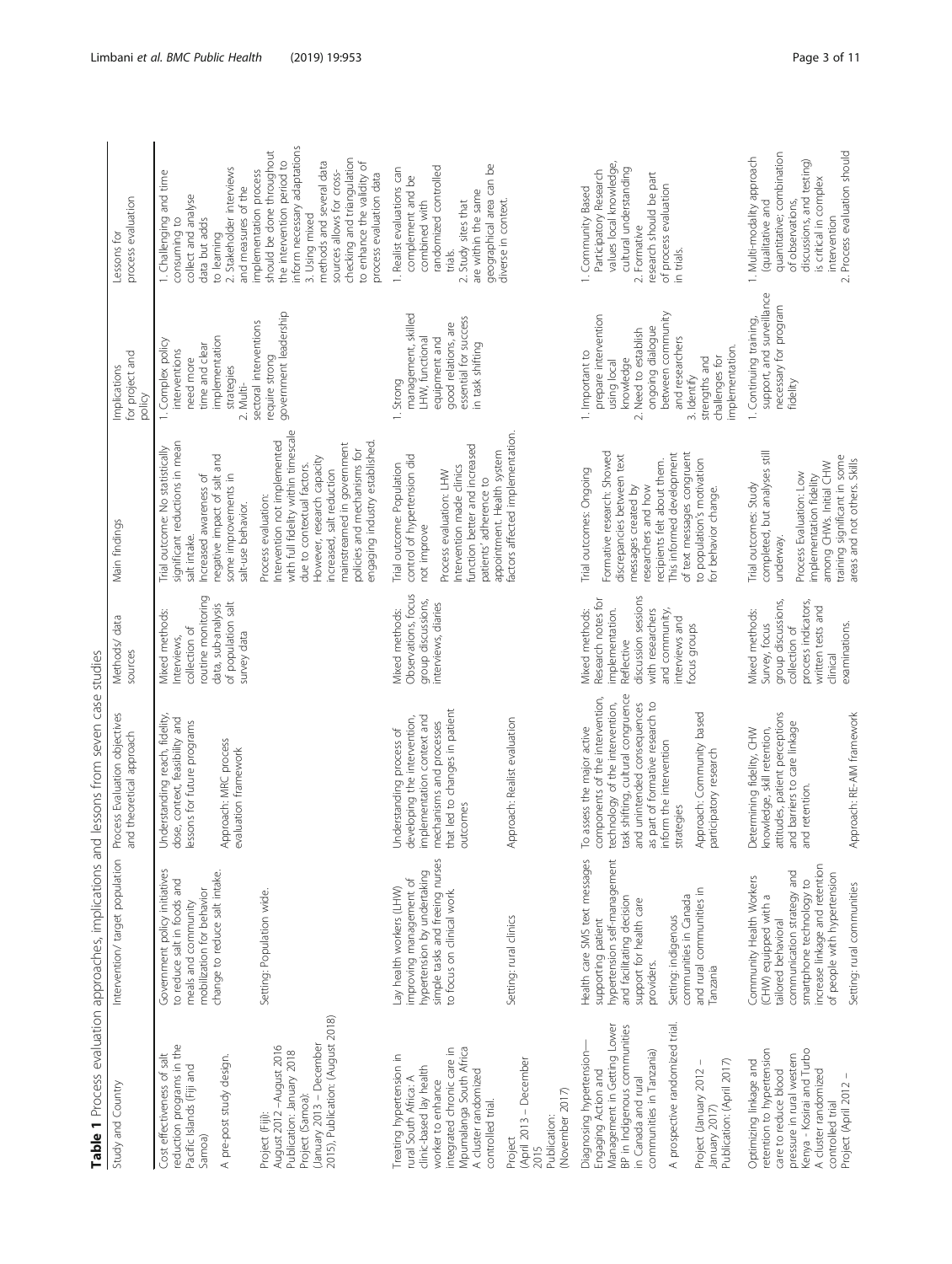**Table 1** Process evaluation approaches, implications and lessons from seven case studies

| Study and Country | Intervention/ target population | Process Evaluation objectives and theoretical approach | Methods/ data sources | Main findings | Implications for project and policy | Lessons for process evaluation |
|---|---|---|---|---|---|---|
| Cost effectiveness of salt reduction programs in the Pacific Islands (Fiji and Samoa)<br><br>A pre-post study design.<br><br>Project (Fiji): August 2012 –August 2016 Publication: January 2018 Project (Samoa): (January 2013 – December 2015), Publication: (August 2018) | Government policy initiatives to reduce salt in foods and meals and community mobilization for behavior change to reduce salt intake.<br><br>Setting: Population wide. | Understanding reach, fidelity, dose, context, feasibility and lessons for future programs<br><br>Approach: MRC process evaluation framework | Mixed methods: Interviews, collection of routine monitoring data, sub-analysis of population salt survey data | Trial outcome: No statistically significant reductions in mean salt intake. Increased awareness of negative impact of salt and some improvements in salt-use behavior.<br><br>Process evaluation: Intervention not implemented with full fidelity within timescale due to contextual factors. However, research capacity increased, salt reduction mainstreamed in government policies and mechanisms for engaging industry established. | 1. Complex policy interventions need more time and clear implementation strategies<br>2. Multi-sectoral interventions require strong government leadership | 1. Challenging and time consuming to collect and analyse data but adds to learning<br>2. Stakeholder interviews and measures of the implementation process should be done throughout the intervention period to inform necessary adaptations<br>3. Using mixed methods and several data sources allows for cross-checking and triangulation to enhance the validity of process evaluation data |
| Treating hypertension in rural South Africa: A clinic-based lay health worker to enhance integrated chronic care in Mpumalanga South Africa A cluster randomized controlled trial.<br><br>Project (April 2013 – December 2015 Publication: (November 2017) | Lay health workers (LHW) improving management of hypertension by undertaking simple tasks and freeing nurses to focus on clinical work.<br><br>Setting: rural clinics | Understanding process of developing the intervention, implementation context and mechanisms and processes that led to changes in patient outcomes<br><br>Approach: Realist evaluation | Mixed methods: Observations, focus group discussions, interviews, diaries | Trial outcome: Population control of hypertension did not improve<br><br>Process evaluation: LHW intervention made clinics function better and increased patients' adherence to appointment. Health system factors affected implementation. | 1. Strong management, skilled LHW, functional equipment and good relations, are essential for success in task shifting | 1. Realist evaluations can complement and be combined with randomized controlled trials.<br>2. Study sites that are within the same geographical area can be diverse in context. |
| Diagnosing hypertension—Engaging Action and Management in Getting Lower BP in Indigenous communities in Canada and rural communities in Tanzania)<br><br>A prospective randomized trial.<br><br>Project (January 2012 – January 2017) Publication: (April 2017) | Health care SMS text messages supporting patient hypertension self-management and facilitating decision support for health care providers.<br><br>Setting: indigenous communities in Canada and rural communities in Tanzania | To assess the major active components of the intervention, technology of the intervention, task shifting, cultural congruence and unintended consequences as part of formative research to inform the intervention strategies<br><br>Approach: Community based participatory research | Mixed methods: Research notes for implementation. Reflective discussion sessions with researchers and community, interviews and focus groups | Trial outcomes: Ongoing<br><br>Formative research: Showed discrepancies between text messages created by researchers and how recipients felt about them. This informed development of text messages congruent to population's motivation for behavior change. | 1. Important to prepare intervention using local knowledge<br>2. Need to establish ongoing dialogue between community and researchers<br>3. Identify strengths and challenges for implementation. | 1. Community Based Participatory Research values local knowledge, cultural understanding<br>2. Formative research should be part of process evaluation in trials. |
| Optimizing linkage and retention to hypertension care to reduce blood pressure in rural western Kenya - Kosirai and Turbo A cluster randomized controlled trial<br>Project (April 2012 – | Community Health Workers (CHW) equipped with a tailored behavioral communication strategy and smartphone technology to increase linkage and retention of people with hypertension<br><br>Setting: rural communities | Determining fidelity, CHW knowledge, skill retention, attitudes, patient perceptions and barriers to care linkage and retention.<br><br>Approach: RE-AIM framework | Mixed methods: Survey, focus group discussions, collection of process indicators, written tests and clinical examinations. | Trial outcomes: Study completed, but analyses still underway.<br><br>Process Evaluation: Low implementation fidelity among CHWs. Initial CHW training significant in some areas and not others. Skills | 1. Continuing training, support, and surveillance necessary for program fidelity | 1. Multi-modality approach (qualitative and quantitative; combination of observations, discussions, and testing) is critical in complex intervention<br>2. Process evaluation should |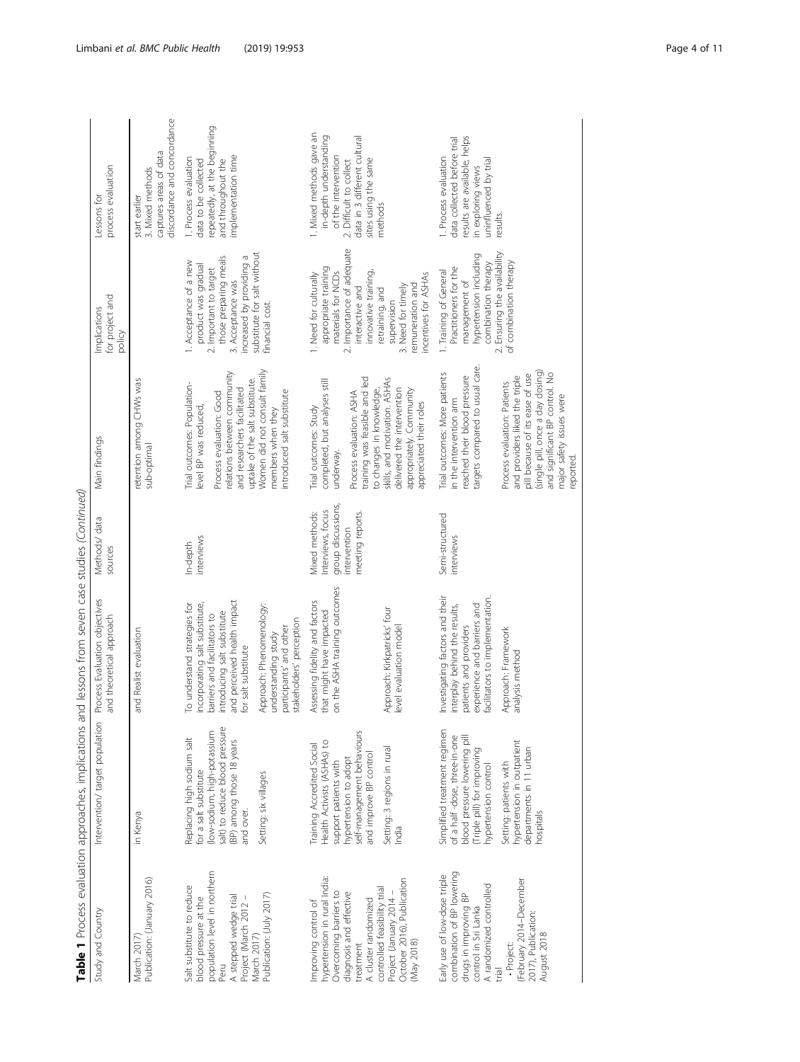**Table 1** Process evaluation approaches, implications and lessons from seven case studies *(Continued)*

| Study and Country | Intervention/ target population | Process Evaluation objectives and theoretical approach | Methods/ data sources | Main findings | Implications for project and policy | Lessons for process evaluation |
|---|---|---|---|---|---|---|
| March 2017) Publication: (January 2016) | in Kenya | and Realist evaluation | | retention among CHWs was sub-optimal | | start earlier 3. Mixed methods captures areas of data discordance and concordance |
| Salt substitute to reduce blood pressure at the population level in northern Peru A stepped wedge trial Project (March 2012 – March 2017) Publication: (July 2017) | Replacing high sodium salt for a salt substitute (low-sodium, high-potassium salt) to reduce blood pressure (BP) among those 18 years and over. Setting: six villages | To understand strategies for incorporating salt substitute, barriers and facilitators to introducing salt substitute and perceived health impact for salt substitute Approach: Phenomenology: understanding study participants' and other stakeholders' perception | In-depth interviews | Trial outcomes: Population-level BP was reduced, Process evaluation: Good relations between community and researchers facilitated uptake of the salt substitute. Women did not consult family members when they introduced salt substitute | 1. Acceptance of a new product was gradual 2. Important to target those preparing meals 3. Acceptance was increased by providing a substitute for salt without financial cost. | 1. Process evaluation data to be collected repeatedly, at the beginning and throughout the implementation time |
| Improving control of hypertension in rural India: Overcoming barriers to diagnosis and effective treatment A cluster randomized controlled feasibility trial Project (January 2014 – October 2016), Publication (May 2018) | Training Accredited Social Health Activists (ASHAs) to support patients with hypertension to adopt self-management behaviours and improve BP control Setting: 3 regions in rural India | Assessing fidelity and factors that might have impacted on the ASHA training outcomes Approach: Kirkpatricks' four level evaluation model | Mixed methods: Interviews, focus group discussions, intervention meeting reports. | Trial outcomes: Study completed, but analyses still underway. Process evaluation: ASHA training was feasible and led to changes in knowledge, skills, and motivation. ASHAs delivered the intervention appropriately. Community appreciated their roles | 1. Need for culturally appropriate training materials for NCDs 2. Importance of adequate interactive and innovative training, retraining, and supervision 3. Need for timely remuneration and incentives for ASHAs | 1. Mixed methods gave an in-depth understanding of the intervention 2. Difficult to collect data in 3 different cultural sites using the same methods |
| Early use of low-dose triple combination of BP lowering drugs in improving BP control in Sri Lanka A randomized controlled trial • Project: (February 2014–December 2017), Publication: August 2018 | Simplified treatment regimen of a half -dose, three-in-one blood pressure lowering pill (Triple pill) for improving hypertension control Setting: patients with hypertension in outpatient departments in 11 urban hospitals | Investigating factors and their interplay behind the results, patients and providers experience and barriers and facilitators to implementation. Approach: Framework analysis method | Semi-structured interviews | Trial outcomes: More patients in the intervention arm reached their blood pressure targets compared to usual care. Process evaluation: Patients and providers liked the triple pill because of its ease of use (single pill, once a day dosing) and significant BP control. No major safety issues were reported. | 1. Training of General Practitioners for the management of hypertension including combination therapy 2. Ensuring the availability of combination therapy | 1. Process evaluation data collected before trial results are available, helps in exploring views uninfluenced by trial results. |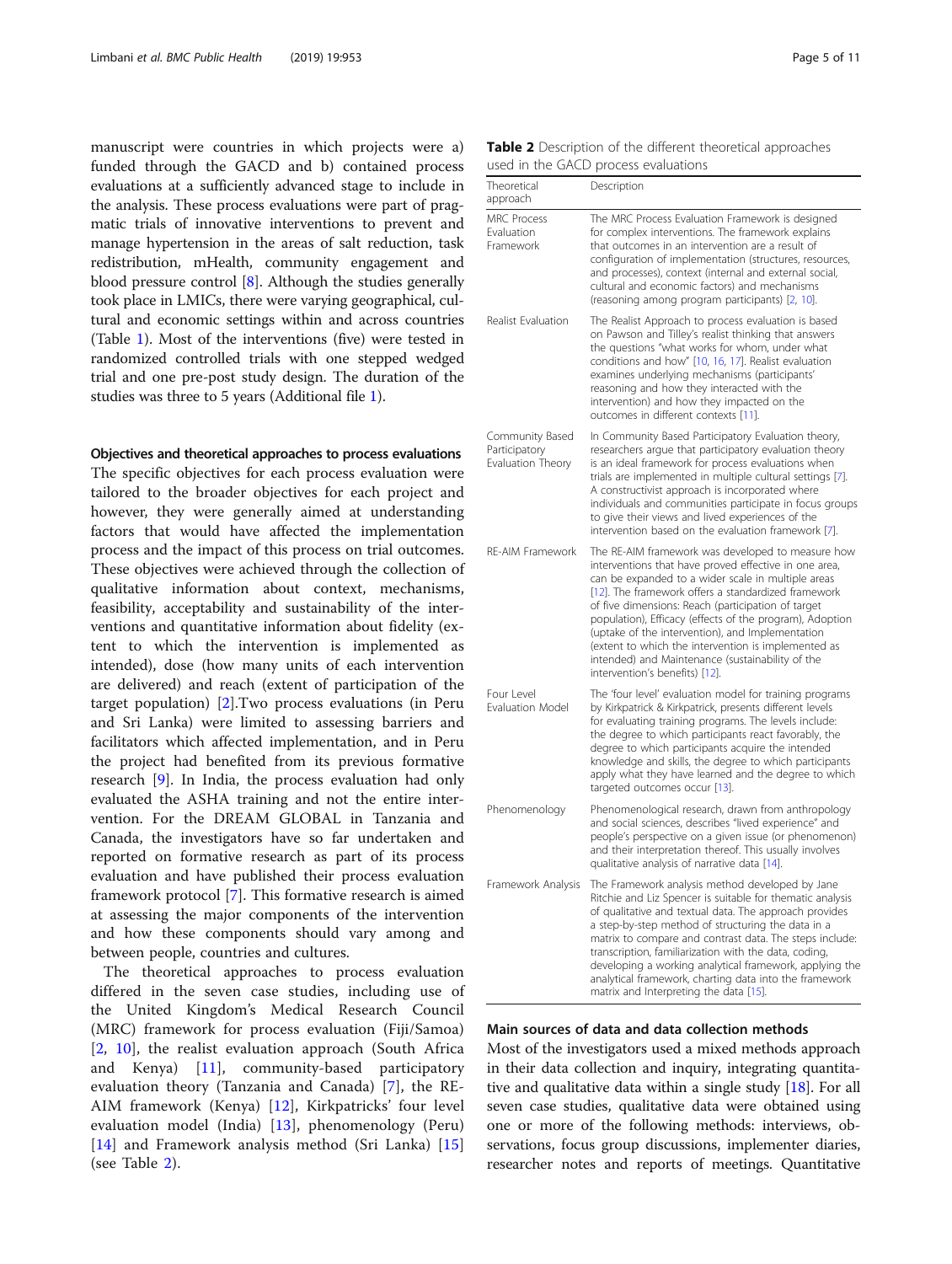manuscript were countries in which projects were a) funded through the GACD and b) contained process evaluations at a sufficiently advanced stage to include in the analysis. These process evaluations were part of pragmatic trials of innovative interventions to prevent and manage hypertension in the areas of salt reduction, task redistribution, mHealth, community engagement and blood pressure control [8]. Although the studies generally took place in LMICs, there were varying geographical, cultural and economic settings within and across countries (Table 1). Most of the interventions (five) were tested in randomized controlled trials with one stepped wedged trial and one pre-post study design. The duration of the studies was three to 5 years (Additional file 1).

#### Objectives and theoretical approaches to process evaluations

The specific objectives for each process evaluation were tailored to the broader objectives for each project and however, they were generally aimed at understanding factors that would have affected the implementation process and the impact of this process on trial outcomes. These objectives were achieved through the collection of qualitative information about context, mechanisms, feasibility, acceptability and sustainability of the interventions and quantitative information about fidelity (extent to which the intervention is implemented as intended), dose (how many units of each intervention are delivered) and reach (extent of participation of the target population) [2].Two process evaluations (in Peru and Sri Lanka) were limited to assessing barriers and facilitators which affected implementation, and in Peru the project had benefited from its previous formative research [9]. In India, the process evaluation had only evaluated the ASHA training and not the entire intervention. For the DREAM GLOBAL in Tanzania and Canada, the investigators have so far undertaken and reported on formative research as part of its process evaluation and have published their process evaluation framework protocol [7]. This formative research is aimed at assessing the major components of the intervention and how these components should vary among and between people, countries and cultures.

The theoretical approaches to process evaluation differed in the seven case studies, including use of the United Kingdom's Medical Research Council (MRC) framework for process evaluation (Fiji/Samoa) [2, 10], the realist evaluation approach (South Africa and Kenya) [11], community-based participatory evaluation theory (Tanzania and Canada) [7], the RE-AIM framework (Kenya) [12], Kirkpatricks' four level evaluation model (India) [13], phenomenology (Peru) [14] and Framework analysis method (Sri Lanka) [15] (see Table 2).

**Table 2** Description of the different theoretical approaches used in the GACD process evaluations

| Theoretical approach | Description |
|---|---|
| MRC Process Evaluation Framework | The MRC Process Evaluation Framework is designed for complex interventions. The framework explains that outcomes in an intervention are a result of configuration of implementation (structures, resources, and processes), context (internal and external social, cultural and economic factors) and mechanisms (reasoning among program participants) [2, 10]. |
| Realist Evaluation | The Realist Approach to process evaluation is based on Pawson and Tilley's realist thinking that answers the questions "what works for whom, under what conditions and how" [10, 16, 17]. Realist evaluation examines underlying mechanisms (participants' reasoning and how they interacted with the intervention) and how they impacted on the outcomes in different contexts [11]. |
| Community Based Participatory Evaluation Theory | In Community Based Participatory Evaluation theory, researchers argue that participatory evaluation theory is an ideal framework for process evaluations when trials are implemented in multiple cultural settings [7]. A constructivist approach is incorporated where individuals and communities participate in focus groups to give their views and lived experiences of the intervention based on the evaluation framework [7]. |
| RE-AIM Framework | The RE-AIM framework was developed to measure how interventions that have proved effective in one area, can be expanded to a wider scale in multiple areas [12]. The framework offers a standardized framework of five dimensions: Reach (participation of target population), Efficacy (effects of the program), Adoption (uptake of the intervention), and Implementation (extent to which the intervention is implemented as intended) and Maintenance (sustainability of the intervention's benefits) [12]. |
| Four Level Evaluation Model | The 'four level' evaluation model for training programs by Kirkpatrick & Kirkpatrick, presents different levels for evaluating training programs. The levels include: the degree to which participants react favorably, the degree to which participants acquire the intended knowledge and skills, the degree to which participants apply what they have learned and the degree to which targeted outcomes occur [13]. |
| Phenomenology | Phenomenological research, drawn from anthropology and social sciences, describes "lived experience" and people's perspective on a given issue (or phenomenon) and their interpretation thereof. This usually involves qualitative analysis of narrative data [14]. |
| Framework Analysis | The Framework analysis method developed by Jane Ritchie and Liz Spencer is suitable for thematic analysis of qualitative and textual data. The approach provides a step-by-step method of structuring the data in a matrix to compare and contrast data. The steps include: transcription, familiarization with the data, coding, developing a working analytical framework, applying the analytical framework, charting data into the framework matrix and Interpreting the data [15]. |

#### Main sources of data and data collection methods

Most of the investigators used a mixed methods approach in their data collection and inquiry, integrating quantitative and qualitative data within a single study [18]. For all seven case studies, qualitative data were obtained using one or more of the following methods: interviews, observations, focus group discussions, implementer diaries, researcher notes and reports of meetings. Quantitative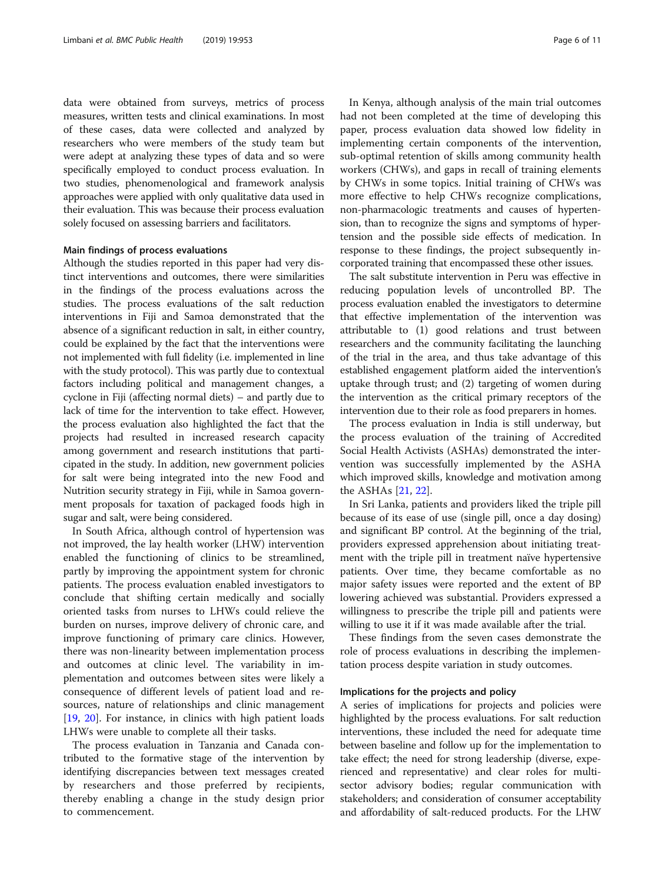data were obtained from surveys, metrics of process measures, written tests and clinical examinations. In most of these cases, data were collected and analyzed by researchers who were members of the study team but were adept at analyzing these types of data and so were specifically employed to conduct process evaluation. In two studies, phenomenological and framework analysis approaches were applied with only qualitative data used in their evaluation. This was because their process evaluation solely focused on assessing barriers and facilitators.

#### Main findings of process evaluations

Although the studies reported in this paper had very distinct interventions and outcomes, there were similarities in the findings of the process evaluations across the studies. The process evaluations of the salt reduction interventions in Fiji and Samoa demonstrated that the absence of a significant reduction in salt, in either country, could be explained by the fact that the interventions were not implemented with full fidelity (i.e. implemented in line with the study protocol). This was partly due to contextual factors including political and management changes, a cyclone in Fiji (affecting normal diets) – and partly due to lack of time for the intervention to take effect. However, the process evaluation also highlighted the fact that the projects had resulted in increased research capacity among government and research institutions that participated in the study. In addition, new government policies for salt were being integrated into the new Food and Nutrition security strategy in Fiji, while in Samoa government proposals for taxation of packaged foods high in sugar and salt, were being considered.

In South Africa, although control of hypertension was not improved, the lay health worker (LHW) intervention enabled the functioning of clinics to be streamlined, partly by improving the appointment system for chronic patients. The process evaluation enabled investigators to conclude that shifting certain medically and socially oriented tasks from nurses to LHWs could relieve the burden on nurses, improve delivery of chronic care, and improve functioning of primary care clinics. However, there was non-linearity between implementation process and outcomes at clinic level. The variability in implementation and outcomes between sites were likely a consequence of different levels of patient load and resources, nature of relationships and clinic management [19, 20]. For instance, in clinics with high patient loads LHWs were unable to complete all their tasks.

The process evaluation in Tanzania and Canada contributed to the formative stage of the intervention by identifying discrepancies between text messages created by researchers and those preferred by recipients, thereby enabling a change in the study design prior to commencement.

In Kenya, although analysis of the main trial outcomes had not been completed at the time of developing this paper, process evaluation data showed low fidelity in implementing certain components of the intervention, sub-optimal retention of skills among community health workers (CHWs), and gaps in recall of training elements by CHWs in some topics. Initial training of CHWs was more effective to help CHWs recognize complications, non-pharmacologic treatments and causes of hypertension, than to recognize the signs and symptoms of hypertension and the possible side effects of medication. In response to these findings, the project subsequently incorporated training that encompassed these other issues.

The salt substitute intervention in Peru was effective in reducing population levels of uncontrolled BP. The process evaluation enabled the investigators to determine that effective implementation of the intervention was attributable to (1) good relations and trust between researchers and the community facilitating the launching of the trial in the area, and thus take advantage of this established engagement platform aided the intervention's uptake through trust; and (2) targeting of women during the intervention as the critical primary receptors of the intervention due to their role as food preparers in homes.

The process evaluation in India is still underway, but the process evaluation of the training of Accredited Social Health Activists (ASHAs) demonstrated the intervention was successfully implemented by the ASHA which improved skills, knowledge and motivation among the ASHAs [21, 22].

In Sri Lanka, patients and providers liked the triple pill because of its ease of use (single pill, once a day dosing) and significant BP control. At the beginning of the trial, providers expressed apprehension about initiating treatment with the triple pill in treatment naïve hypertensive patients. Over time, they became comfortable as no major safety issues were reported and the extent of BP lowering achieved was substantial. Providers expressed a willingness to prescribe the triple pill and patients were willing to use it if it was made available after the trial.

These findings from the seven cases demonstrate the role of process evaluations in describing the implementation process despite variation in study outcomes.

#### Implications for the projects and policy

A series of implications for projects and policies were highlighted by the process evaluations. For salt reduction interventions, these included the need for adequate time between baseline and follow up for the implementation to take effect; the need for strong leadership (diverse, experienced and representative) and clear roles for multi-sector advisory bodies; regular communication with stakeholders; and consideration of consumer acceptability and affordability of salt-reduced products. For the LHW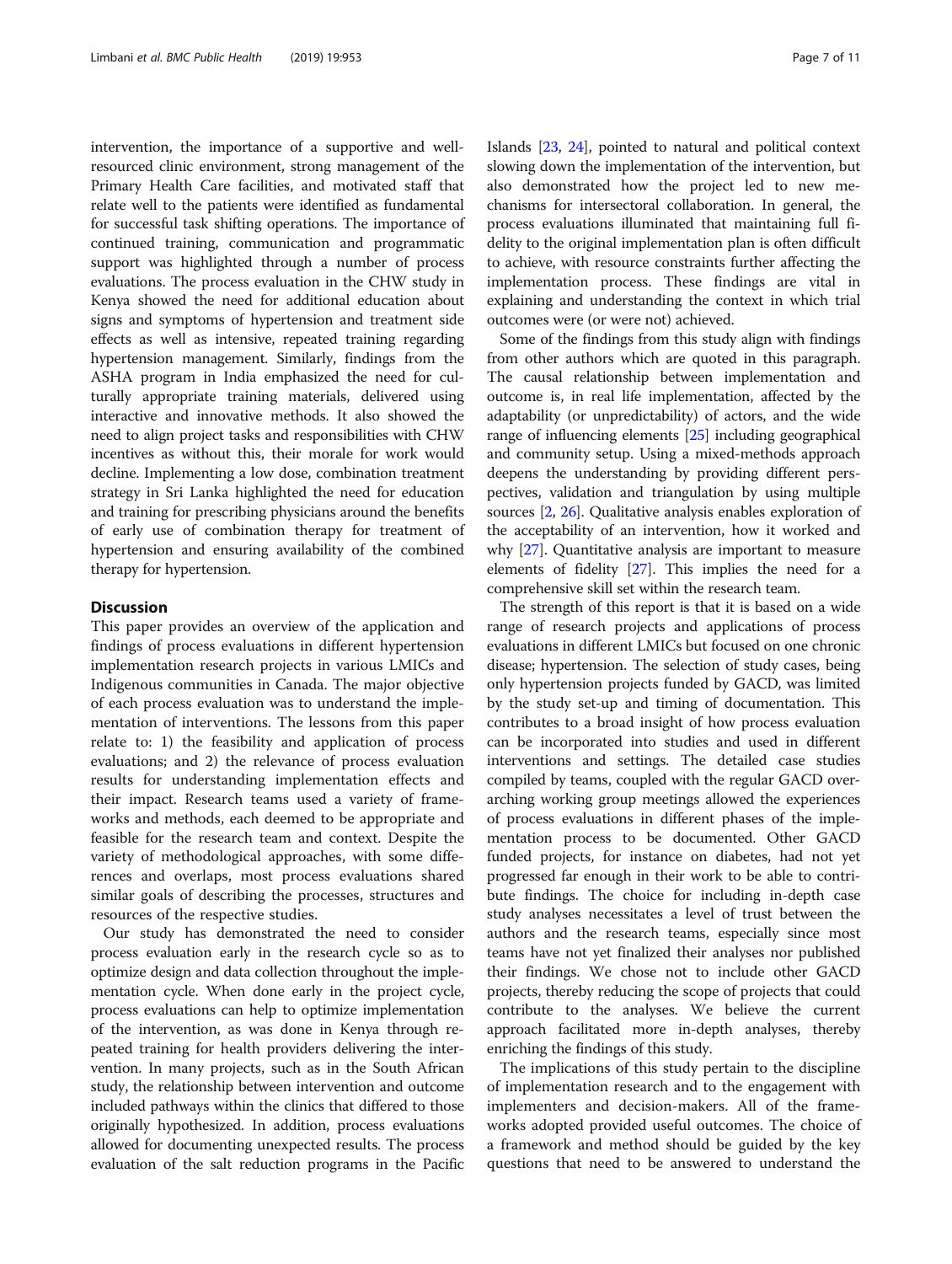intervention, the importance of a supportive and well-resourced clinic environment, strong management of the Primary Health Care facilities, and motivated staff that relate well to the patients were identified as fundamental for successful task shifting operations. The importance of continued training, communication and programmatic support was highlighted through a number of process evaluations. The process evaluation in the CHW study in Kenya showed the need for additional education about signs and symptoms of hypertension and treatment side effects as well as intensive, repeated training regarding hypertension management. Similarly, findings from the ASHA program in India emphasized the need for culturally appropriate training materials, delivered using interactive and innovative methods. It also showed the need to align project tasks and responsibilities with CHW incentives as without this, their morale for work would decline. Implementing a low dose, combination treatment strategy in Sri Lanka highlighted the need for education and training for prescribing physicians around the benefits of early use of combination therapy for treatment of hypertension and ensuring availability of the combined therapy for hypertension.

## Discussion

This paper provides an overview of the application and findings of process evaluations in different hypertension implementation research projects in various LMICs and Indigenous communities in Canada. The major objective of each process evaluation was to understand the implementation of interventions. The lessons from this paper relate to: 1) the feasibility and application of process evaluations; and 2) the relevance of process evaluation results for understanding implementation effects and their impact. Research teams used a variety of frameworks and methods, each deemed to be appropriate and feasible for the research team and context. Despite the variety of methodological approaches, with some differences and overlaps, most process evaluations shared similar goals of describing the processes, structures and resources of the respective studies.

Our study has demonstrated the need to consider process evaluation early in the research cycle so as to optimize design and data collection throughout the implementation cycle. When done early in the project cycle, process evaluations can help to optimize implementation of the intervention, as was done in Kenya through repeated training for health providers delivering the intervention. In many projects, such as in the South African study, the relationship between intervention and outcome included pathways within the clinics that differed to those originally hypothesized. In addition, process evaluations allowed for documenting unexpected results. The process evaluation of the salt reduction programs in the Pacific Islands [23, 24], pointed to natural and political context slowing down the implementation of the intervention, but also demonstrated how the project led to new mechanisms for intersectoral collaboration. In general, the process evaluations illuminated that maintaining full fidelity to the original implementation plan is often difficult to achieve, with resource constraints further affecting the implementation process. These findings are vital in explaining and understanding the context in which trial outcomes were (or were not) achieved.

Some of the findings from this study align with findings from other authors which are quoted in this paragraph. The causal relationship between implementation and outcome is, in real life implementation, affected by the adaptability (or unpredictability) of actors, and the wide range of influencing elements [25] including geographical and community setup. Using a mixed-methods approach deepens the understanding by providing different perspectives, validation and triangulation by using multiple sources [2, 26]. Qualitative analysis enables exploration of the acceptability of an intervention, how it worked and why [27]. Quantitative analysis are important to measure elements of fidelity [27]. This implies the need for a comprehensive skill set within the research team.

The strength of this report is that it is based on a wide range of research projects and applications of process evaluations in different LMICs but focused on one chronic disease; hypertension. The selection of study cases, being only hypertension projects funded by GACD, was limited by the study set-up and timing of documentation. This contributes to a broad insight of how process evaluation can be incorporated into studies and used in different interventions and settings. The detailed case studies compiled by teams, coupled with the regular GACD overarching working group meetings allowed the experiences of process evaluations in different phases of the implementation process to be documented. Other GACD funded projects, for instance on diabetes, had not yet progressed far enough in their work to be able to contribute findings. The choice for including in-depth case study analyses necessitates a level of trust between the authors and the research teams, especially since most teams have not yet finalized their analyses nor published their findings. We chose not to include other GACD projects, thereby reducing the scope of projects that could contribute to the analyses. We believe the current approach facilitated more in-depth analyses, thereby enriching the findings of this study.

The implications of this study pertain to the discipline of implementation research and to the engagement with implementers and decision-makers. All of the frameworks adopted provided useful outcomes. The choice of a framework and method should be guided by the key questions that need to be answered to understand the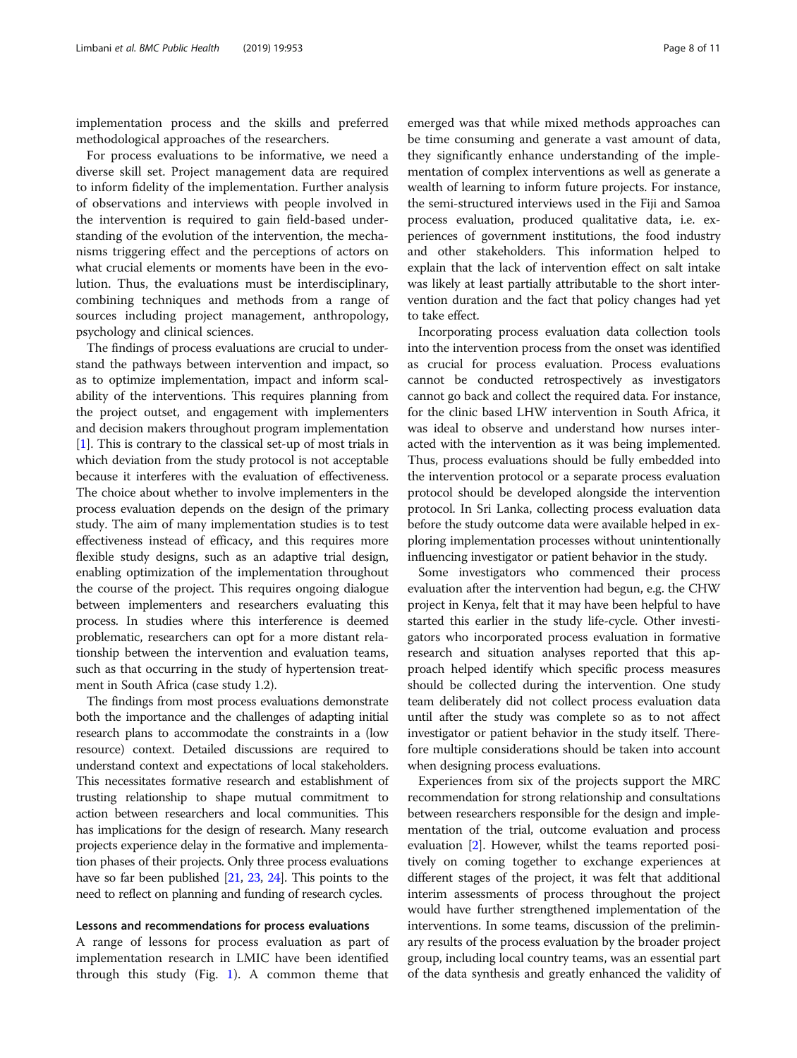implementation process and the skills and preferred methodological approaches of the researchers.

For process evaluations to be informative, we need a diverse skill set. Project management data are required to inform fidelity of the implementation. Further analysis of observations and interviews with people involved in the intervention is required to gain field-based understanding of the evolution of the intervention, the mechanisms triggering effect and the perceptions of actors on what crucial elements or moments have been in the evolution. Thus, the evaluations must be interdisciplinary, combining techniques and methods from a range of sources including project management, anthropology, psychology and clinical sciences.

The findings of process evaluations are crucial to understand the pathways between intervention and impact, so as to optimize implementation, impact and inform scalability of the interventions. This requires planning from the project outset, and engagement with implementers and decision makers throughout program implementation [1]. This is contrary to the classical set-up of most trials in which deviation from the study protocol is not acceptable because it interferes with the evaluation of effectiveness. The choice about whether to involve implementers in the process evaluation depends on the design of the primary study. The aim of many implementation studies is to test effectiveness instead of efficacy, and this requires more flexible study designs, such as an adaptive trial design, enabling optimization of the implementation throughout the course of the project. This requires ongoing dialogue between implementers and researchers evaluating this process. In studies where this interference is deemed problematic, researchers can opt for a more distant relationship between the intervention and evaluation teams, such as that occurring in the study of hypertension treatment in South Africa (case study 1.2).

The findings from most process evaluations demonstrate both the importance and the challenges of adapting initial research plans to accommodate the constraints in a (low resource) context. Detailed discussions are required to understand context and expectations of local stakeholders. This necessitates formative research and establishment of trusting relationship to shape mutual commitment to action between researchers and local communities. This has implications for the design of research. Many research projects experience delay in the formative and implementation phases of their projects. Only three process evaluations have so far been published [21, 23, 24]. This points to the need to reflect on planning and funding of research cycles.

### Lessons and recommendations for process evaluations

A range of lessons for process evaluation as part of implementation research in LMIC have been identified through this study (Fig. 1). A common theme that emerged was that while mixed methods approaches can be time consuming and generate a vast amount of data, they significantly enhance understanding of the implementation of complex interventions as well as generate a wealth of learning to inform future projects. For instance, the semi-structured interviews used in the Fiji and Samoa process evaluation, produced qualitative data, i.e. experiences of government institutions, the food industry and other stakeholders. This information helped to explain that the lack of intervention effect on salt intake was likely at least partially attributable to the short intervention duration and the fact that policy changes had yet to take effect.

Incorporating process evaluation data collection tools into the intervention process from the onset was identified as crucial for process evaluation. Process evaluations cannot be conducted retrospectively as investigators cannot go back and collect the required data. For instance, for the clinic based LHW intervention in South Africa, it was ideal to observe and understand how nurses interacted with the intervention as it was being implemented. Thus, process evaluations should be fully embedded into the intervention protocol or a separate process evaluation protocol should be developed alongside the intervention protocol. In Sri Lanka, collecting process evaluation data before the study outcome data were available helped in exploring implementation processes without unintentionally influencing investigator or patient behavior in the study.

Some investigators who commenced their process evaluation after the intervention had begun, e.g. the CHW project in Kenya, felt that it may have been helpful to have started this earlier in the study life-cycle. Other investigators who incorporated process evaluation in formative research and situation analyses reported that this approach helped identify which specific process measures should be collected during the intervention. One study team deliberately did not collect process evaluation data until after the study was complete so as to not affect investigator or patient behavior in the study itself. Therefore multiple considerations should be taken into account when designing process evaluations.

Experiences from six of the projects support the MRC recommendation for strong relationship and consultations between researchers responsible for the design and implementation of the trial, outcome evaluation and process evaluation [2]. However, whilst the teams reported positively on coming together to exchange experiences at different stages of the project, it was felt that additional interim assessments of process throughout the project would have further strengthened implementation of the interventions. In some teams, discussion of the preliminary results of the process evaluation by the broader project group, including local country teams, was an essential part of the data synthesis and greatly enhanced the validity of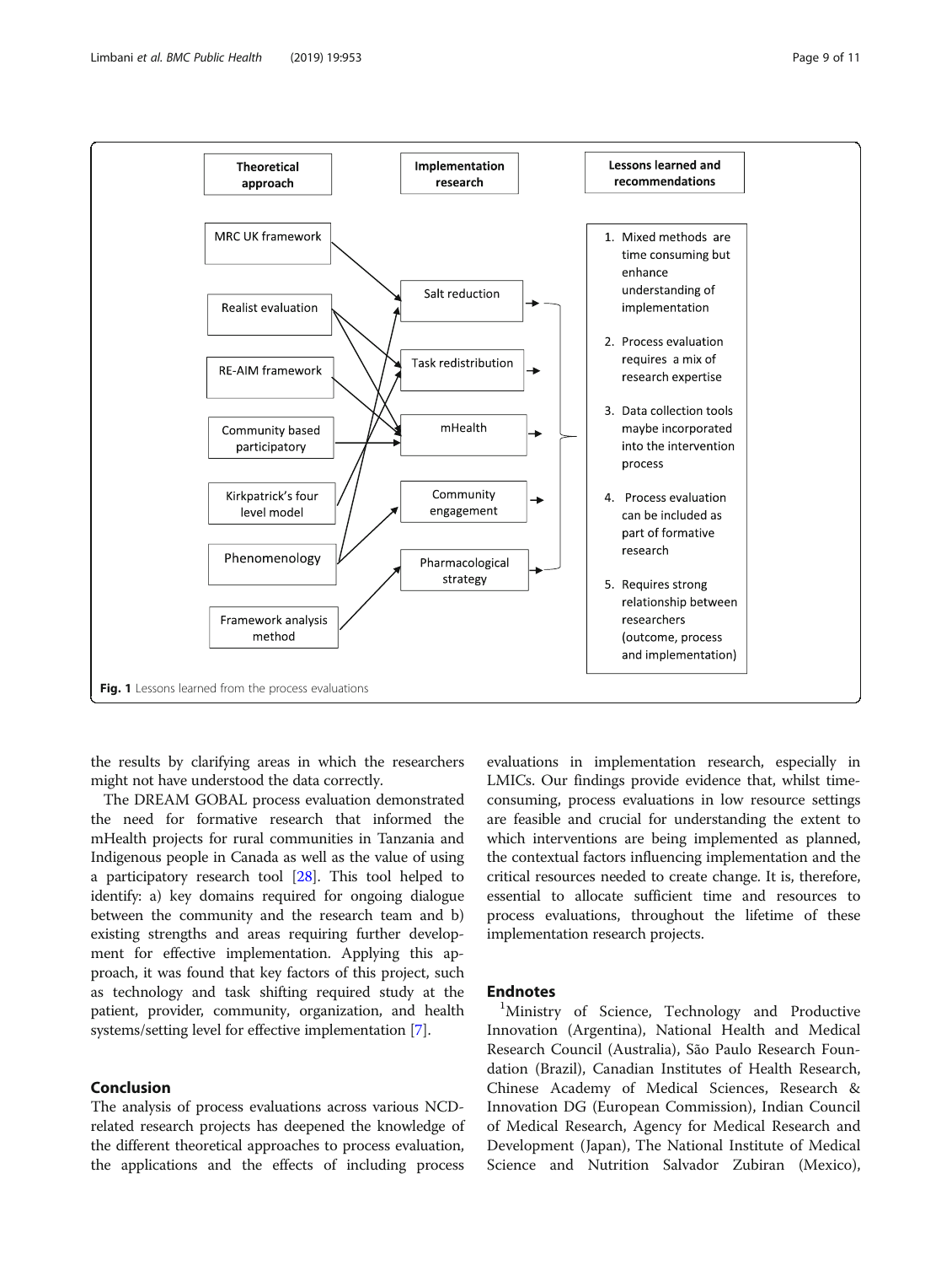Theoretical approach

MRC UK framework

Realist evaluation

RE-AIM framework

Community based participatory

Kirkpatrick's four level model

Phenomenology

Framework analysis method

Implementation research

Salt reduction

Task redistribution

mHealth

Community engagement

Pharmacological strategy

Lessons learned and recommendations

1. Mixed methods are time consuming but enhance understanding of implementation
2. Process evaluation requires a mix of research expertise
3. Data collection tools maybe incorporated into the intervention process
4. Process evaluation can be included as part of formative research
5. Requires strong relationship between researchers (outcome, process and implementation)

**Fig. 1** Lessons learned from the process evaluations

the results by clarifying areas in which the researchers might not have understood the data correctly.

The DREAM GOBAL process evaluation demonstrated the need for formative research that informed the mHealth projects for rural communities in Tanzania and Indigenous people in Canada as well as the value of using a participatory research tool [28]. This tool helped to identify: a) key domains required for ongoing dialogue between the community and the research team and b) existing strengths and areas requiring further development for effective implementation. Applying this approach, it was found that key factors of this project, such as technology and task shifting required study at the patient, provider, community, organization, and health systems/setting level for effective implementation [7].

## Conclusion

The analysis of process evaluations across various NCD-related research projects has deepened the knowledge of the different theoretical approaches to process evaluation, the applications and the effects of including process evaluations in implementation research, especially in LMICs. Our findings provide evidence that, whilst time-consuming, process evaluations in low resource settings are feasible and crucial for understanding the extent to which interventions are being implemented as planned, the contextual factors influencing implementation and the critical resources needed to create change. It is, therefore, essential to allocate sufficient time and resources to process evaluations, throughout the lifetime of these implementation research projects.

## Endnotes

[1]Ministry of Science, Technology and Productive Innovation (Argentina), National Health and Medical Research Council (Australia), São Paulo Research Foundation (Brazil), Canadian Institutes of Health Research, Chinese Academy of Medical Sciences, Research & Innovation DG (European Commission), Indian Council of Medical Research, Agency for Medical Research and Development (Japan), The National Institute of Medical Science and Nutrition Salvador Zubiran (Mexico),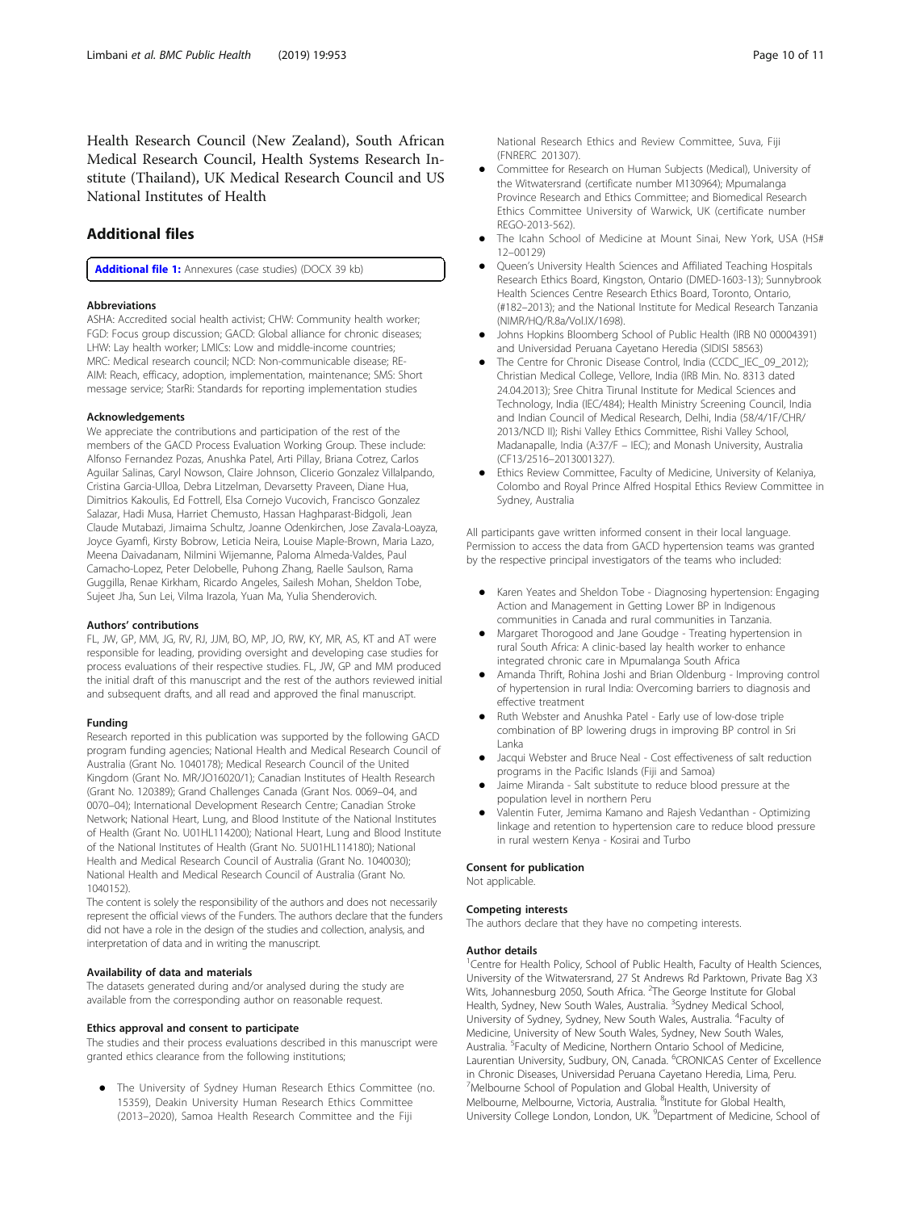Health Research Council (New Zealand), South African Medical Research Council, Health Systems Research Institute (Thailand), UK Medical Research Council and US National Institutes of Health

## Additional files

**Additional file 1:** Annexures (case studies) (DOCX 39 kb)

### Abbreviations

ASHA: Accredited social health activist; CHW: Community health worker; FGD: Focus group discussion; GACD: Global alliance for chronic diseases; LHW: Lay health worker; LMICs: Low and middle-income countries; MRC: Medical research council; NCD: Non-communicable disease; RE-AIM: Reach, efficacy, adoption, implementation, maintenance; SMS: Short message service; StarRi: Standards for reporting implementation studies

### Acknowledgements

We appreciate the contributions and participation of the rest of the members of the GACD Process Evaluation Working Group. These include: Alfonso Fernandez Pozas, Anushka Patel, Arti Pillay, Briana Cotrez, Carlos Aguilar Salinas, Caryl Nowson, Claire Johnson, Clicerio Gonzalez Villalpando, Cristina Garcia-Ulloa, Debra Litzelman, Devarsetty Praveen, Diane Hua, Dimitrios Kakoulis, Ed Fottrell, Elsa Cornejo Vucovich, Francisco Gonzalez Salazar, Hadi Musa, Harriet Chemusto, Hassan Haghparast-Bidgoli, Jean Claude Mutabazi, Jimaima Schultz, Joanne Odenkirchen, Jose Zavala-Loayza, Joyce Gyamfi, Kirsty Bobrow, Leticia Neira, Louise Maple-Brown, Maria Lazo, Meena Daivadanam, Nilmini Wijemanne, Paloma Almeda-Valdes, Paul Camacho-Lopez, Peter Delobelle, Puhong Zhang, Raelle Saulson, Rama Guggilla, Renae Kirkham, Ricardo Angeles, Sailesh Mohan, Sheldon Tobe, Sujeet Jha, Sun Lei, Vilma Irazola, Yuan Ma, Yulia Shenderovich.

### Authors' contributions

FL, JW, GP, MM, JG, RV, RJ, JJM, BO, MP, JO, RW, KY, MR, AS, KT and AT were responsible for leading, providing oversight and developing case studies for process evaluations of their respective studies. FL, JW, GP and MM produced the initial draft of this manuscript and the rest of the authors reviewed initial and subsequent drafts, and all read and approved the final manuscript.

### Funding

Research reported in this publication was supported by the following GACD program funding agencies; National Health and Medical Research Council of Australia (Grant No. 1040178); Medical Research Council of the United Kingdom (Grant No. MR/JO16020/1); Canadian Institutes of Health Research (Grant No. 120389); Grand Challenges Canada (Grant Nos. 0069–04, and 0070–04); International Development Research Centre; Canadian Stroke Network; National Heart, Lung, and Blood Institute of the National Institutes of Health (Grant No. U01HL114200); National Heart, Lung and Blood Institute of the National Institutes of Health (Grant No. 5U01HL114180); National Health and Medical Research Council of Australia (Grant No. 1040030); National Health and Medical Research Council of Australia (Grant No. 1040152).

The content is solely the responsibility of the authors and does not necessarily represent the official views of the Funders. The authors declare that the funders did not have a role in the design of the studies and collection, analysis, and interpretation of data and in writing the manuscript.

### Availability of data and materials

The datasets generated during and/or analysed during the study are available from the corresponding author on reasonable request.

### Ethics approval and consent to participate

The studies and their process evaluations described in this manuscript were granted ethics clearance from the following institutions;

- The University of Sydney Human Research Ethics Committee (no. 15359), Deakin University Human Research Ethics Committee (2013–2020), Samoa Health Research Committee and the Fiji National Research Ethics and Review Committee, Suva, Fiji (FNRERC 201307).
- Committee for Research on Human Subjects (Medical), University of the Witwatersrand (certificate number M130964); Mpumalanga Province Research and Ethics Committee; and Biomedical Research Ethics Committee University of Warwick, UK (certificate number REGO-2013-562).
- The Icahn School of Medicine at Mount Sinai, New York, USA (HS# 12–00129)
- Queen's University Health Sciences and Affiliated Teaching Hospitals Research Ethics Board, Kingston, Ontario (DMED-1603-13); Sunnybrook Health Sciences Centre Research Ethics Board, Toronto, Ontario, (#182–2013); and the National Institute for Medical Research Tanzania (NIMR/HQ/R.8a/Vol.IX/1698).
- Johns Hopkins Bloomberg School of Public Health (IRB N0 00004391) and Universidad Peruana Cayetano Heredia (SIDISI 58563)
- The Centre for Chronic Disease Control, India (CCDC_IEC_09_2012); Christian Medical College, Vellore, India (IRB Min. No. 8313 dated 24.04.2013); Sree Chitra Tirunal Institute for Medical Sciences and Technology, India (IEC/484); Health Ministry Screening Council, India and Indian Council of Medical Research, Delhi, India (58/4/1F/CHR/2013/NCD II); Rishi Valley Ethics Committee, Rishi Valley School, Madanapalle, India (A:37/F – IEC); and Monash University, Australia (CF13/2516–2013001327).
- Ethics Review Committee, Faculty of Medicine, University of Kelaniya, Colombo and Royal Prince Alfred Hospital Ethics Review Committee in Sydney, Australia

All participants gave written informed consent in their local language. Permission to access the data from GACD hypertension teams was granted by the respective principal investigators of the teams who included:

- Karen Yeates and Sheldon Tobe - Diagnosing hypertension: Engaging Action and Management in Getting Lower BP in Indigenous communities in Canada and rural communities in Tanzania.
- Margaret Thorogood and Jane Goudge - Treating hypertension in rural South Africa: A clinic-based lay health worker to enhance integrated chronic care in Mpumalanga South Africa
- Amanda Thrift, Rohina Joshi and Brian Oldenburg - Improving control of hypertension in rural India: Overcoming barriers to diagnosis and effective treatment
- Ruth Webster and Anushka Patel - Early use of low-dose triple combination of BP lowering drugs in improving BP control in Sri Lanka
- Jacqui Webster and Bruce Neal - Cost effectiveness of salt reduction programs in the Pacific Islands (Fiji and Samoa)
- Jaime Miranda - Salt substitute to reduce blood pressure at the population level in northern Peru
- Valentin Futer, Jemima Kamano and Rajesh Vedanthan - Optimizing linkage and retention to hypertension care to reduce blood pressure in rural western Kenya - Kosirai and Turbo

### Consent for publication

Not applicable.

### Competing interests

The authors declare that they have no competing interests.

### Author details

[1]Centre for Health Policy, School of Public Health, Faculty of Health Sciences, University of the Witwatersrand, 27 St Andrews Rd Parktown, Private Bag X3 Wits, Johannesburg 2050, South Africa. [2]The George Institute for Global Health, Sydney, New South Wales, Australia. [3]Sydney Medical School, University of Sydney, Sydney, New South Wales, Australia. [4]Faculty of Medicine, University of New South Wales, Sydney, New South Wales, Australia. [5]Faculty of Medicine, Northern Ontario School of Medicine, Laurentian University, Sudbury, ON, Canada. [6]CRONICAS Center of Excellence in Chronic Diseases, Universidad Peruana Cayetano Heredia, Lima, Peru. [7]Melbourne School of Population and Global Health, University of Melbourne, Melbourne, Victoria, Australia. [8]Institute for Global Health, University College London, London, UK. [9]Department of Medicine, School of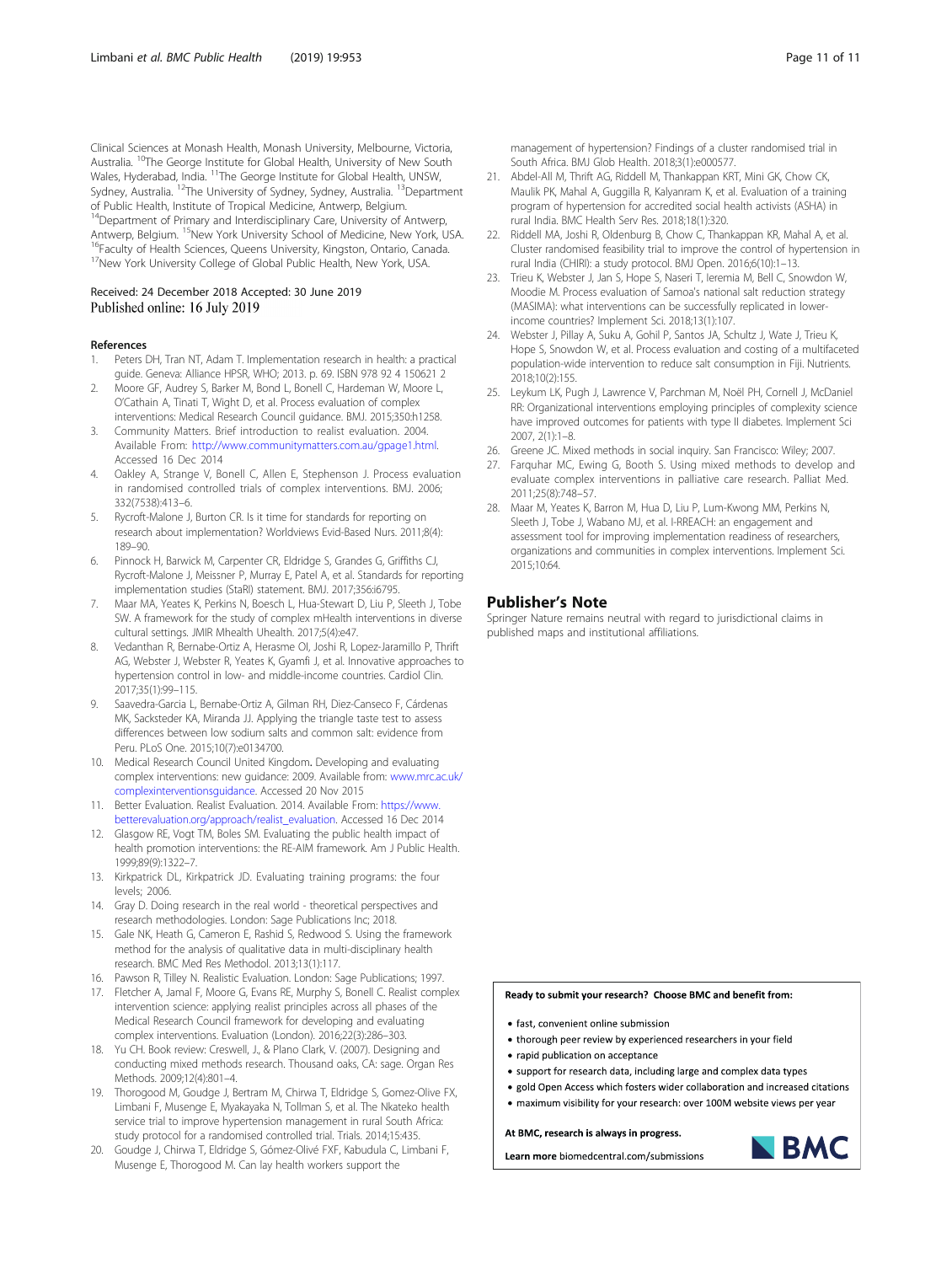Clinical Sciences at Monash Health, Monash University, Melbourne, Victoria, Australia. [10]The George Institute for Global Health, University of New South Wales, Hyderabad, India. [11]The George Institute for Global Health, UNSW, Sydney, Australia. [12]The University of Sydney, Sydney, Australia. [13]Department of Public Health, Institute of Tropical Medicine, Antwerp, Belgium. [14]Department of Primary and Interdisciplinary Care, University of Antwerp, Antwerp, Belgium. [15]New York University School of Medicine, New York, USA. [16]Faculty of Health Sciences, Queens University, Kingston, Ontario, Canada. [17]New York University College of Global Public Health, New York, USA.

Received: 24 December 2018 Accepted: 30 June 2019
Published online: 16 July 2019

## References

1. Peters DH, Tran NT, Adam T. Implementation research in health: a practical guide. Geneva: Alliance HPSR, WHO; 2013. p. 69. ISBN 978 92 4 150621 2
2. Moore GF, Audrey S, Barker M, Bond L, Bonell C, Hardeman W, Moore L, O'Cathain A, Tinati T, Wight D, et al. Process evaluation of complex interventions: Medical Research Council guidance. BMJ. 2015;350:h1258.
3. Community Matters. Brief introduction to realist evaluation. 2004. Available From: http://www.communitymatters.com.au/gpage1.html. Accessed 16 Dec 2014
4. Oakley A, Strange V, Bonell C, Allen E, Stephenson J. Process evaluation in randomised controlled trials of complex interventions. BMJ. 2006; 332(7538):413–6.
5. Rycroft-Malone J, Burton CR. Is it time for standards for reporting on research about implementation? Worldviews Evid-Based Nurs. 2011;8(4): 189–90.
6. Pinnock H, Barwick M, Carpenter CR, Eldridge S, Grandes G, Griffiths CJ, Rycroft-Malone J, Meissner P, Murray E, Patel A, et al. Standards for reporting implementation studies (StaRI) statement. BMJ. 2017;356:i6795.
7. Maar MA, Yeates K, Perkins N, Boesch L, Hua-Stewart D, Liu P, Sleeth J, Tobe SW. A framework for the study of complex mHealth interventions in diverse cultural settings. JMIR Mhealth Uhealth. 2017;5(4):e47.
8. Vedanthan R, Bernabe-Ortiz A, Herasme OI, Joshi R, Lopez-Jaramillo P, Thrift AG, Webster J, Webster R, Yeates K, Gyamfi J, et al. Innovative approaches to hypertension control in low- and middle-income countries. Cardiol Clin. 2017;35(1):99–115.
9. Saavedra-Garcia L, Bernabe-Ortiz A, Gilman RH, Diez-Canseco F, Cárdenas MK, Sacksteder KA, Miranda JJ. Applying the triangle taste test to assess differences between low sodium salts and common salt: evidence from Peru. PLoS One. 2015;10(7):e0134700.
10. Medical Research Council United Kingdom. Developing and evaluating complex interventions: new guidance: 2009. Available from: www.mrc.ac.uk/complexinterventionsguidance. Accessed 20 Nov 2015
11. Better Evaluation. Realist Evaluation. 2014. Available From: https://www.betterevaluation.org/approach/realist_evaluation. Accessed 16 Dec 2014
12. Glasgow RE, Vogt TM, Boles SM. Evaluating the public health impact of health promotion interventions: the RE-AIM framework. Am J Public Health. 1999;89(9):1322–7.
13. Kirkpatrick DL, Kirkpatrick JD. Evaluating training programs: the four levels; 2006.
14. Gray D. Doing research in the real world - theoretical perspectives and research methodologies. London: Sage Publications Inc; 2018.
15. Gale NK, Heath G, Cameron E, Rashid S, Redwood S. Using the framework method for the analysis of qualitative data in multi-disciplinary health research. BMC Med Res Methodol. 2013;13(1):117.
16. Pawson R, Tilley N. Realistic Evaluation. London: Sage Publications; 1997.
17. Fletcher A, Jamal F, Moore G, Evans RE, Murphy S, Bonell C. Realist complex intervention science: applying realist principles across all phases of the Medical Research Council framework for developing and evaluating complex interventions. Evaluation (London). 2016;22(3):286–303.
18. Yu CH. Book review: Creswell, J., & Plano Clark, V. (2007). Designing and conducting mixed methods research. Thousand oaks, CA: sage. Organ Res Methods. 2009;12(4):801–4.
19. Thorogood M, Goudge J, Bertram M, Chirwa T, Eldridge S, Gomez-Olive FX, Limbani F, Musenge E, Myakayaka N, Tollman S, et al. The Nkateko health service trial to improve hypertension management in rural South Africa: study protocol for a randomised controlled trial. Trials. 2014;15:435.
20. Goudge J, Chirwa T, Eldridge S, Gómez-Olivé FXF, Kabudula C, Limbani F, Musenge E, Thorogood M. Can lay health workers support the management of hypertension? Findings of a cluster randomised trial in South Africa. BMJ Glob Health. 2018;3(1):e000577.
21. Abdel-All M, Thrift AG, Riddell M, Thankappan KRT, Mini GK, Chow CK, Maulik PK, Mahal A, Guggilla R, Kalyanram K, et al. Evaluation of a training program of hypertension for accredited social health activists (ASHA) in rural India. BMC Health Serv Res. 2018;18(1):320.
22. Riddell MA, Joshi R, Oldenburg B, Chow C, Thankappan KR, Mahal A, et al. Cluster randomised feasibility trial to improve the control of hypertension in rural India (CHIRI): a study protocol. BMJ Open. 2016;6(10):1–13.
23. Trieu K, Webster J, Jan S, Hope S, Naseri T, Ieremia M, Bell C, Snowdon W, Moodie M. Process evaluation of Samoa's national salt reduction strategy (MASIMA): what interventions can be successfully replicated in lower-income countries? Implement Sci. 2018;13(1):107.
24. Webster J, Pillay A, Suku A, Gohil P, Santos JA, Schultz J, Wate J, Trieu K, Hope S, Snowdon W, et al. Process evaluation and costing of a multifaceted population-wide intervention to reduce salt consumption in Fiji. Nutrients. 2018;10(2):155.
25. Leykum LK, Pugh J, Lawrence V, Parchman M, Noël PH, Cornell J, McDaniel RR: Organizational interventions employing principles of complexity science have improved outcomes for patients with type II diabetes. Implement Sci 2007, 2(1):1–8.
26. Greene JC. Mixed methods in social inquiry. San Francisco: Wiley; 2007.
27. Farquhar MC, Ewing G, Booth S. Using mixed methods to develop and evaluate complex interventions in palliative care research. Palliat Med. 2011;25(8):748–57.
28. Maar M, Yeates K, Barron M, Hua D, Liu P, Lum-Kwong MM, Perkins N, Sleeth J, Tobe J, Wabano MJ, et al. I-RREACH: an engagement and assessment tool for improving implementation readiness of researchers, organizations and communities in complex interventions. Implement Sci. 2015;10:64.

## Publisher's Note

Springer Nature remains neutral with regard to jurisdictional claims in published maps and institutional affiliations.

**Ready to submit your research? Choose BMC and benefit from:**

- fast, convenient online submission
- thorough peer review by experienced researchers in your field
- rapid publication on acceptance
- support for research data, including large and complex data types
- gold Open Access which fosters wider collaboration and increased citations
- maximum visibility for your research: over 100M website views per year

**At BMC, research is always in progress.**

**Learn more** biomedcentral.com/submissions

BMC